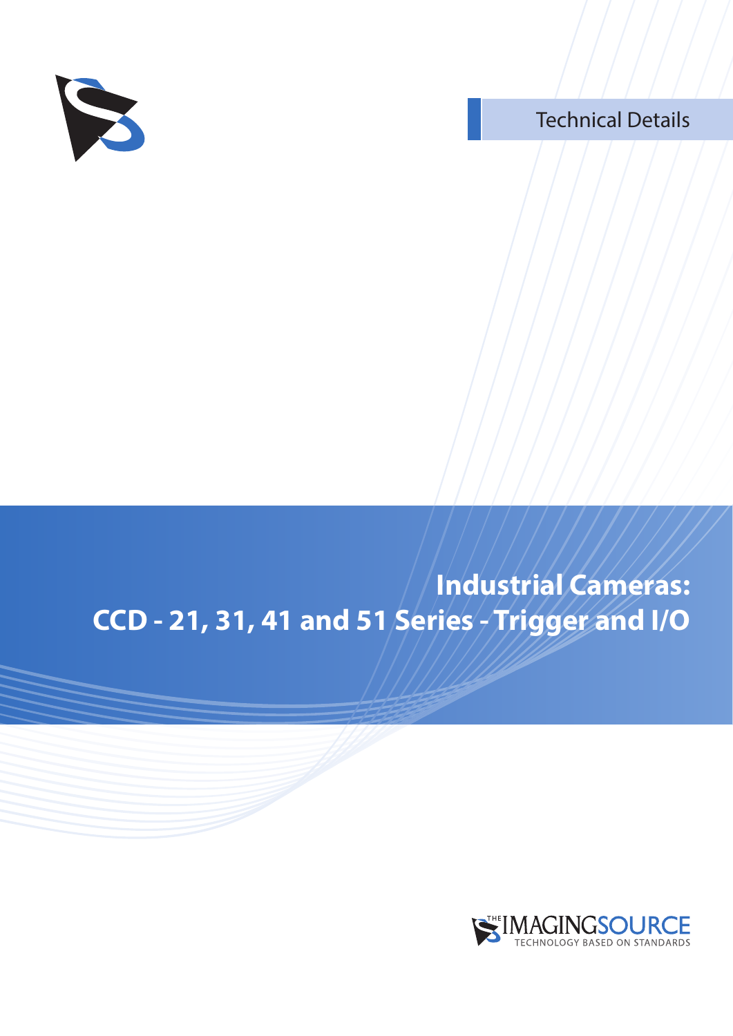Technical Details

# Industrial Cameras: CCD - 21, 31, 41 and 51 Series - Trigger and I/O

THE IMAGINGSOURCE
TECHNOLOGY BASED ON STANDARDS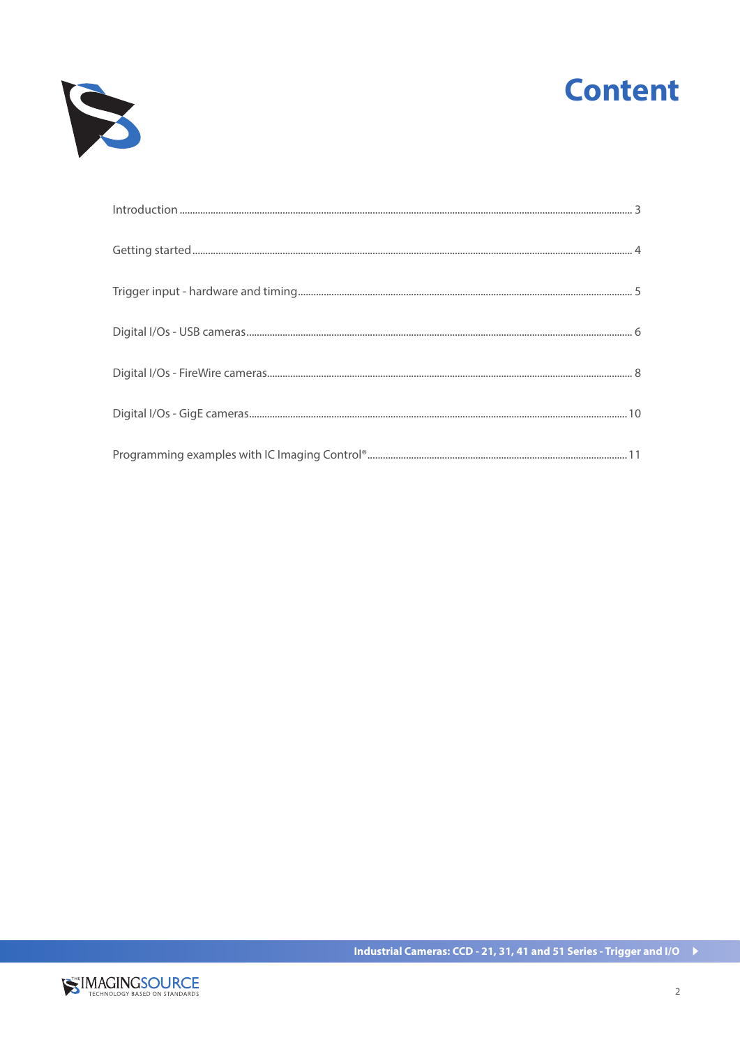# Content

| | |
|---|---|
| Introduction | 3 |
| Getting started | 4 |
| Trigger input - hardware and timing | 5 |
| Digital I/Os - USB cameras | 6 |
| Digital I/Os - FireWire cameras | 8 |
| Digital I/Os - GigE cameras | 10 |
| Programming examples with IC Imaging Control® | 11 |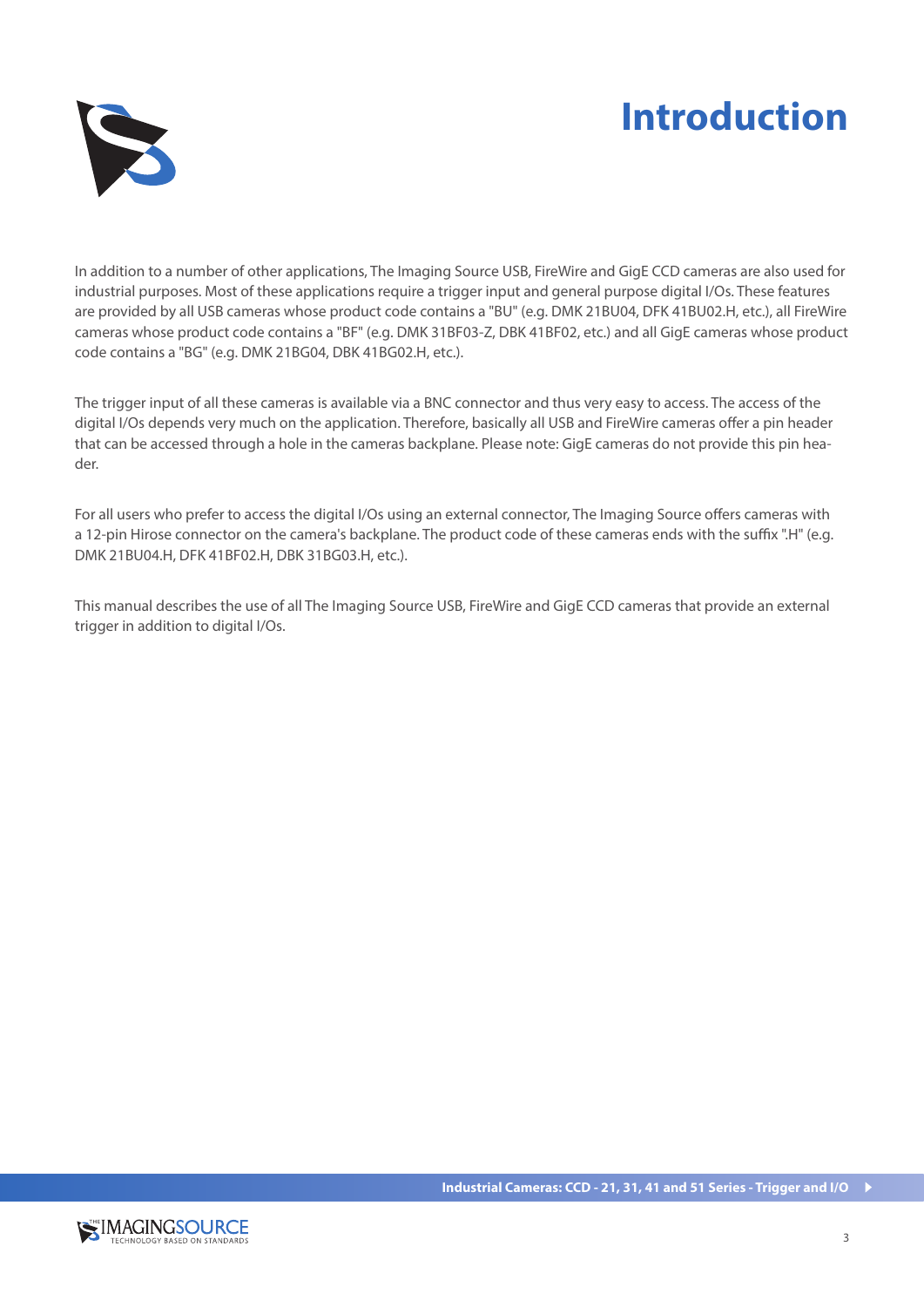# Introduction

In addition to a number of other applications, The Imaging Source USB, FireWire and GigE CCD cameras are also used for industrial purposes. Most of these applications require a trigger input and general purpose digital I/Os. These features are provided by all USB cameras whose product code contains a "BU" (e.g. DMK 21BU04, DFK 41BU02.H, etc.), all FireWire cameras whose product code contains a "BF" (e.g. DMK 31BF03-Z, DBK 41BF02, etc.) and all GigE cameras whose product code contains a "BG" (e.g. DMK 21BG04, DBK 41BG02.H, etc.).

The trigger input of all these cameras is available via a BNC connector and thus very easy to access. The access of the digital I/Os depends very much on the application. Therefore, basically all USB and FireWire cameras offer a pin header that can be accessed through a hole in the cameras backplane. Please note: GigE cameras do not provide this pin header.

For all users who prefer to access the digital I/Os using an external connector, The Imaging Source offers cameras with a 12-pin Hirose connector on the camera's backplane. The product code of these cameras ends with the suffix ".H" (e.g. DMK 21BU04.H, DFK 41BF02.H, DBK 31BG03.H, etc.).

This manual describes the use of all The Imaging Source USB, FireWire and GigE CCD cameras that provide an external trigger in addition to digital I/Os.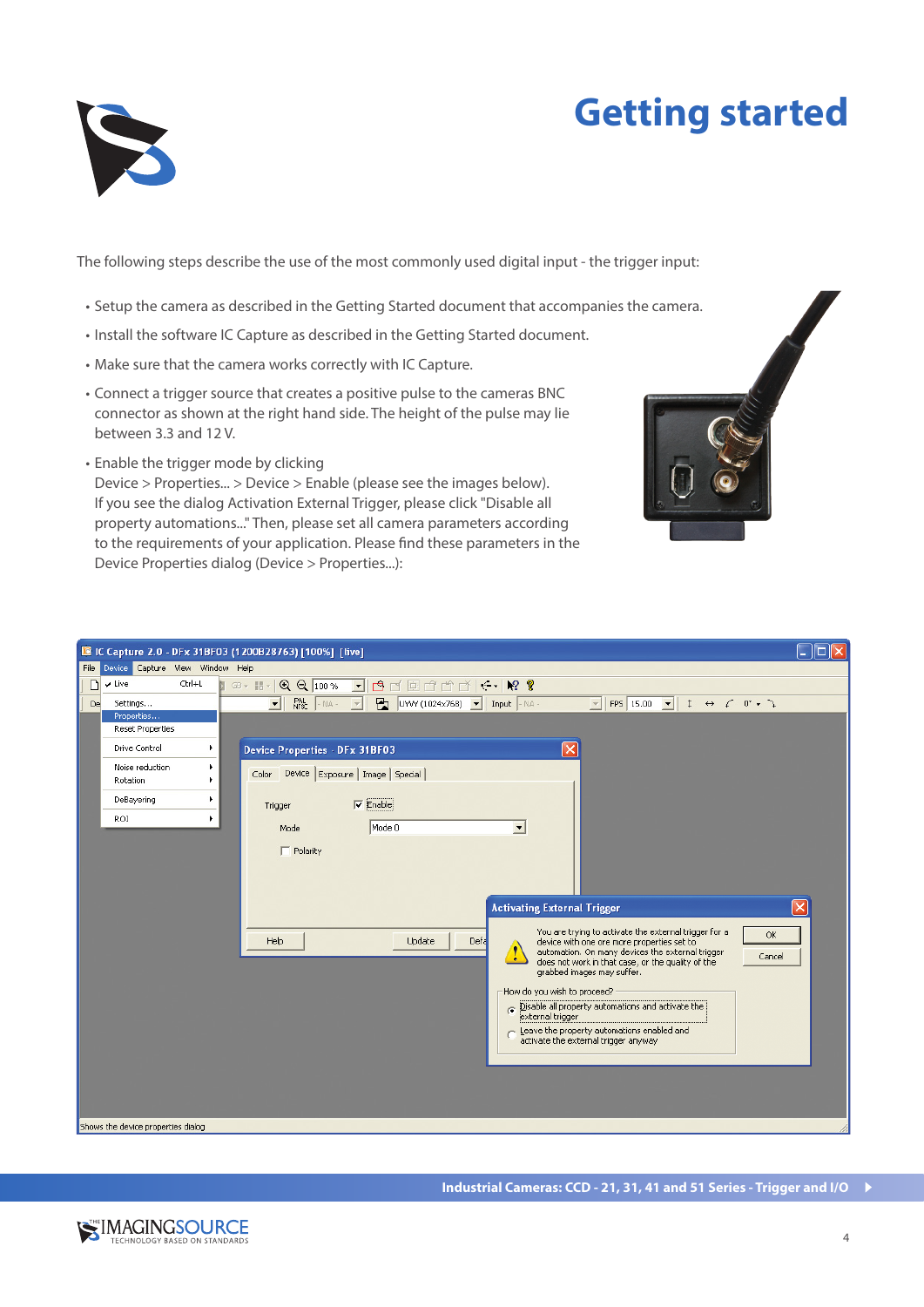# Getting started

The following steps describe the use of the most commonly used digital input - the trigger input:

- Setup the camera as described in the Getting Started document that accompanies the camera.
- Install the software IC Capture as described in the Getting Started document.
- Make sure that the camera works correctly with IC Capture.
- Connect a trigger source that creates a positive pulse to the cameras BNC connector as shown at the right hand side. The height of the pulse may lie between 3.3 and 12 V.
- Enable the trigger mode by clicking
  Device > Properties... > Device > Enable (please see the images below).
  If you see the dialog Activation External Trigger, please click "Disable all property automations..." Then, please set all camera parameters according to the requirements of your application. Please find these parameters in the Device Properties dialog (Device > Properties...):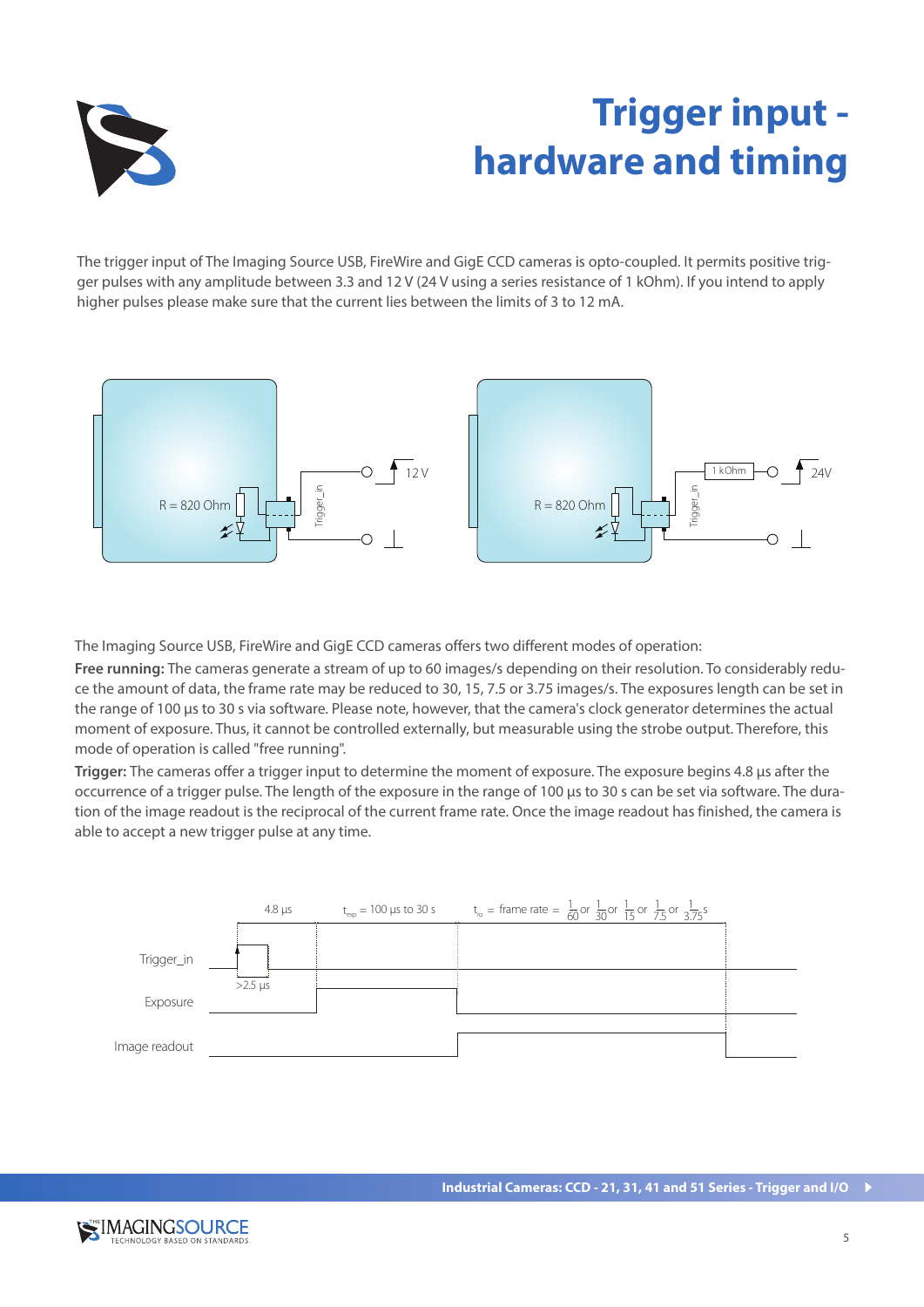# Trigger input - hardware and timing

The trigger input of The Imaging Source USB, FireWire and GigE CCD cameras is opto-coupled. It permits positive trigger pulses with any amplitude between 3.3 and 12 V (24 V using a series resistance of 1 kOhm). If you intend to apply higher pulses please make sure that the current lies between the limits of 3 to 12 mA.

The Imaging Source USB, FireWire and GigE CCD cameras offers two different modes of operation:

**Free running:** The cameras generate a stream of up to 60 images/s depending on their resolution. To considerably reduce the amount of data, the frame rate may be reduced to 30, 15, 7.5 or 3.75 images/s. The exposures length can be set in the range of 100 µs to 30 s via software. Please note, however, that the camera's clock generator determines the actual moment of exposure. Thus, it cannot be controlled externally, but measurable using the strobe output. Therefore, this mode of operation is called "free running".

**Trigger:** The cameras offer a trigger input to determine the moment of exposure. The exposure begins 4.8 µs after the occurrence of a trigger pulse. The length of the exposure in the range of 100 µs to 30 s can be set via software. The duration of the image readout is the reciprocal of the current frame rate. Once the image readout has finished, the camera is able to accept a new trigger pulse at any time.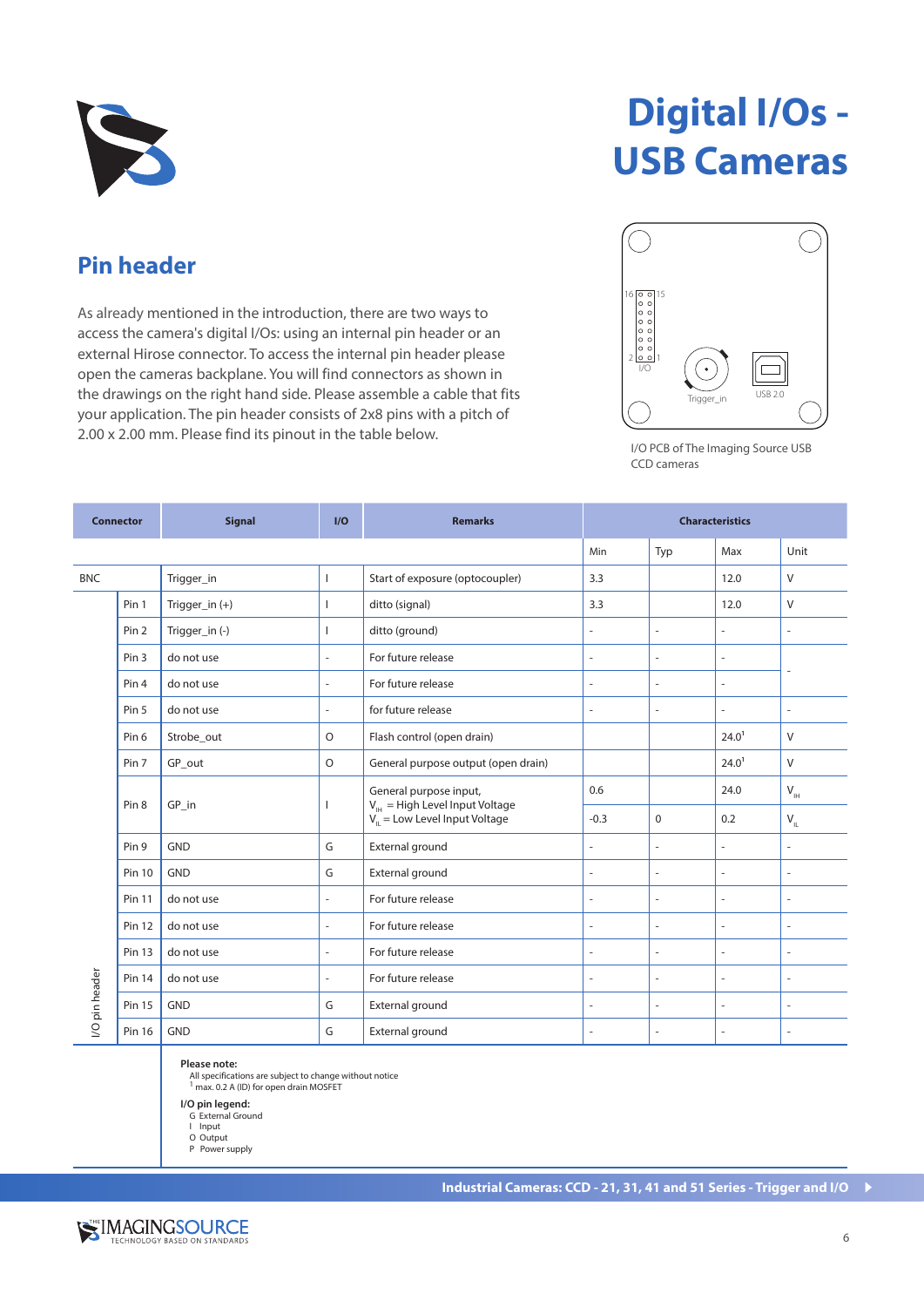# Digital I/Os - USB Cameras

## Pin header

As already mentioned in the introduction, there are two ways to access the camera's digital I/Os: using an internal pin header or an external Hirose connector. To access the internal pin header please open the cameras backplane. You will find connectors as shown in the drawings on the right hand side. Please assemble a cable that fits your application. The pin header consists of 2x8 pins with a pitch of 2.00 x 2.00 mm. Please find its pinout in the table below.

I/O PCB of The Imaging Source USB CCD cameras

| Connector | | Signal | I/O | Remarks | Characteristics | | | |
|---|---|---|---|---|---|---|---|---|
| | | | | | Min | Typ | Max | Unit |
| BNC | | Trigger_in | I | Start of exposure (optocoupler) | 3.3 | | 12.0 | V |
| I/O pin header | Pin 1 | Trigger_in (+) | I | ditto (signal) | 3.3 | | 12.0 | V |
| | Pin 2 | Trigger_in (-) | I | ditto (ground) | - | - | - | - |
| | Pin 3 | do not use | - | For future release | - | - | - | - |
| | Pin 4 | do not use | - | For future release | - | - | - | |
| | Pin 5 | do not use | - | for future release | - | - | - | - |
| | Pin 6 | Strobe_out | O | Flash control (open drain) | | | 24.0[1] | V |
| | Pin 7 | GP_out | O | General purpose output (open drain) | | | 24.0[1] | V |
| | Pin 8 | GP_in | I | General purpose input, $V_{IH}$ = High Level Input Voltage, $V_{IL}$ = Low Level Input Voltage | 0.6 | | 24.0 | $V_{IH}$ |
| | | | | | -0.3 | 0 | 0.2 | $V_{IL}$ |
| | Pin 9 | GND | G | External ground | - | - | - | - |
| | Pin 10 | GND | G | External ground | - | - | - | - |
| | Pin 11 | do not use | - | For future release | - | - | - | - |
| | Pin 12 | do not use | - | For future release | - | - | - | - |
| | Pin 13 | do not use | - | For future release | - | - | - | - |
| | Pin 14 | do not use | - | For future release | - | - | - | - |
| | Pin 15 | GND | G | External ground | - | - | - | - |
| | Pin 16 | GND | G | External ground | - | - | - | - |

**Please note:**
All specifications are subject to change without notice
[1] max. 0.2 A (ID) for open drain MOSFET

**I/O pin legend:**
G External Ground
I Input
O Output
P Power supply

Industrial Cameras: CCD - 21, 31, 41 and 51 Series - Trigger and I/O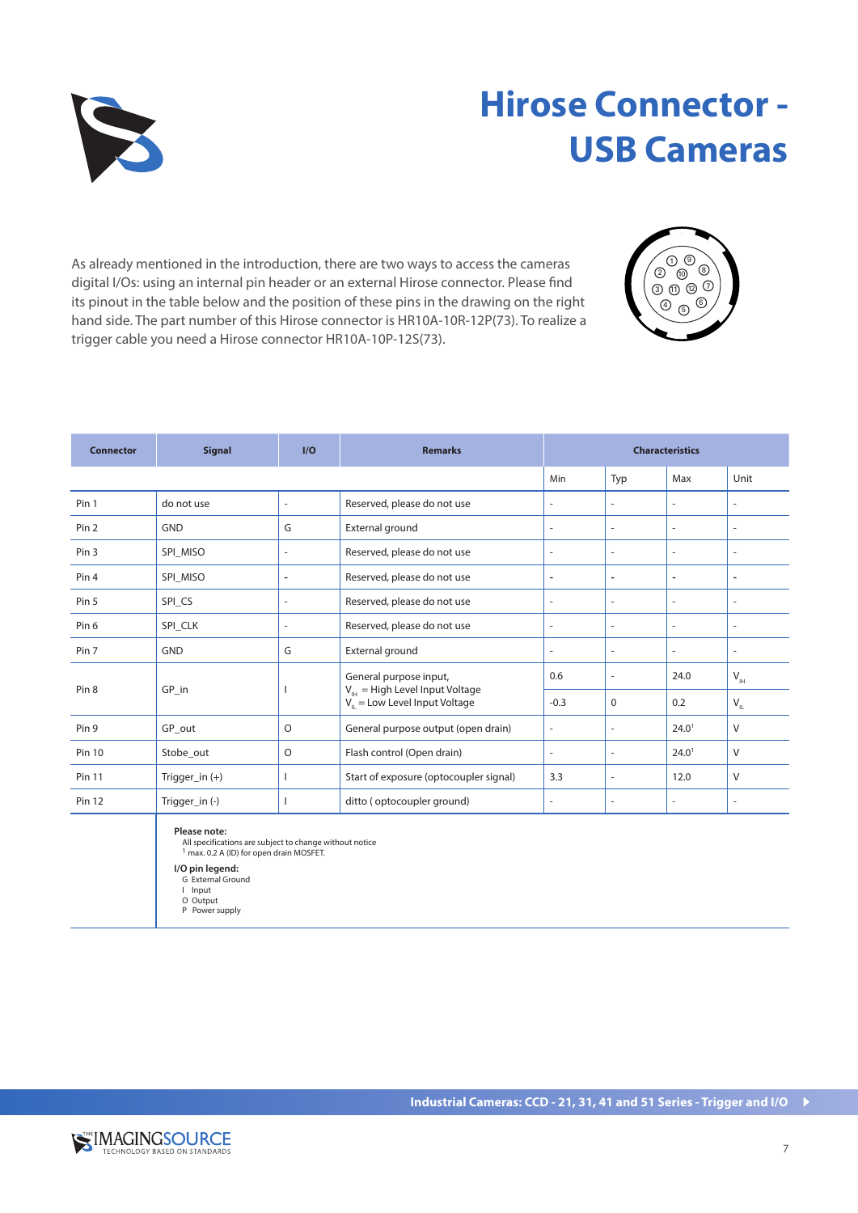# Hirose Connector - USB Cameras

As already mentioned in the introduction, there are two ways to access the cameras digital I/Os: using an internal pin header or an external Hirose connector. Please find its pinout in the table below and the position of these pins in the drawing on the right hand side. The part number of this Hirose connector is HR10A-10R-12P(73). To realize a trigger cable you need a Hirose connector HR10A-10P-12S(73).

| Connector | Signal | I/O | Remarks | Characteristics | | | |
|---|---|---|---|---|---|---|---|
| | | | | Min | Typ | Max | Unit |
| Pin 1 | do not use | - | Reserved, please do not use | - | - | - | - |
| Pin 2 | GND | G | External ground | - | - | - | - |
| Pin 3 | SPI_MISO | - | Reserved, please do not use | - | - | - | - |
| Pin 4 | SPI_MISO | - | Reserved, please do not use | - | - | - | - |
| Pin 5 | SPI_CS | - | Reserved, please do not use | - | - | - | - |
| Pin 6 | SPI_CLK | - | Reserved, please do not use | - | - | - | - |
| Pin 7 | GND | G | External ground | - | - | - | - |
| Pin 8 | GP_in | I | General purpose input, $V_{IH}$ = High Level Input Voltage $V_{IL}$ = Low Level Input Voltage | 0.6 | - | 24.0 | $V_{IH}$ |
| | | | | -0.3 | 0 | 0.2 | $V_{IL}$ |
| Pin 9 | GP_out | O | General purpose output (open drain) | - | - | 24.0[1] | V |
| Pin 10 | Stobe_out | O | Flash control (Open drain) | - | - | 24.0[1] | V |
| Pin 11 | Trigger_in (+) | I | Start of exposure (optocoupler signal) | 3.3 | - | 12.0 | V |
| Pin 12 | Trigger_in (-) | I | ditto ( optocoupler ground) | - | - | - | - |

**Please note:**
All specifications are subject to change without notice
[1] max. 0.2 A (ID) for open drain MOSFET.

**I/O pin legend:**
G External Ground
I Input
O Output
P Power supply

Industrial Cameras: CCD - 21, 31, 41 and 51 Series - Trigger and I/O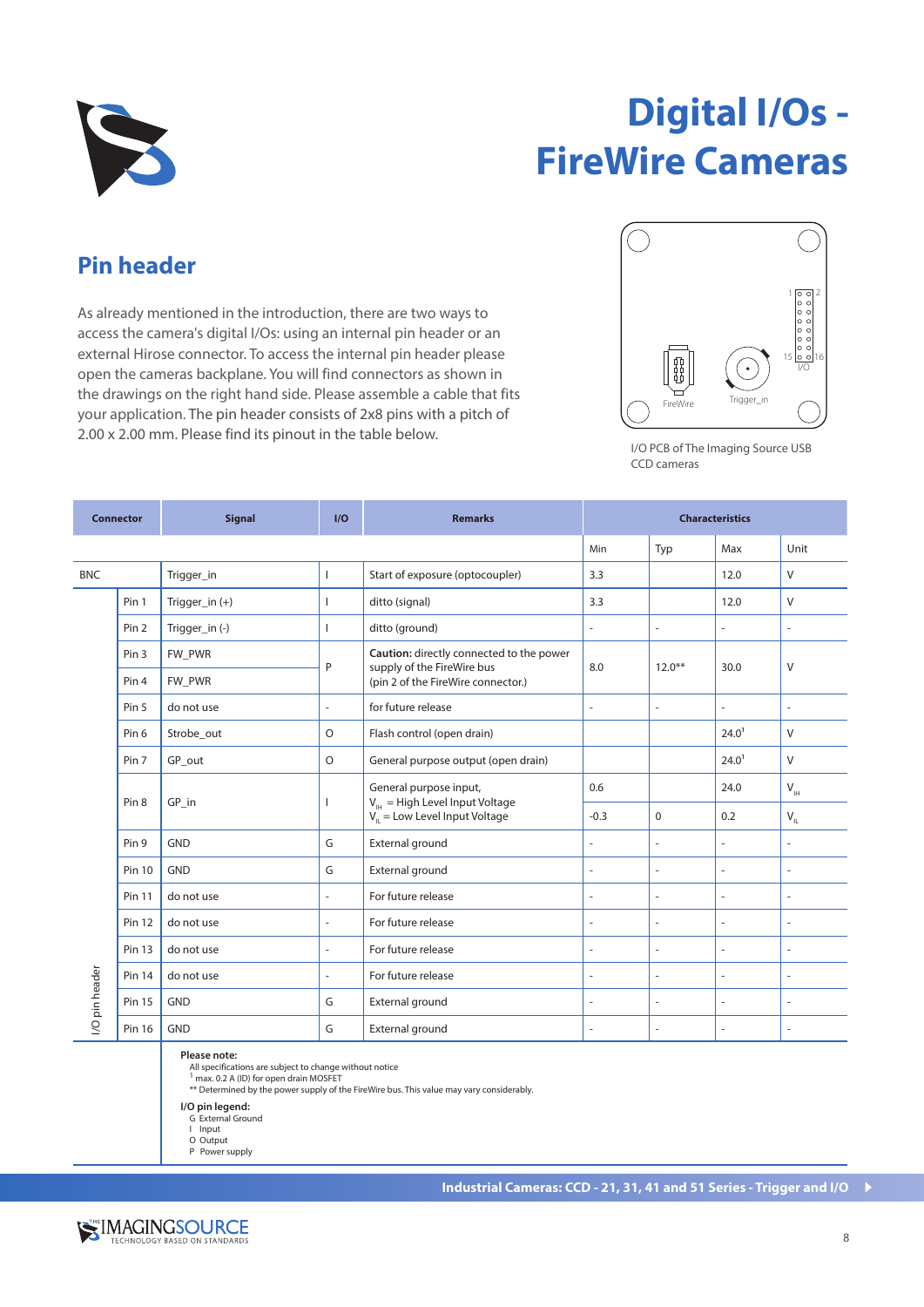# Digital I/Os - FireWire Cameras

## Pin header

As already mentioned in the introduction, there are two ways to access the camera's digital I/Os: using an internal pin header or an external Hirose connector. To access the internal pin header please open the cameras backplane. You will find connectors as shown in the drawings on the right hand side. Please assemble a cable that fits your application. The pin header consists of 2x8 pins with a pitch of 2.00 x 2.00 mm. Please find its pinout in the table below.

I/O PCB of The Imaging Source USB CCD cameras

| Connector | | Signal | I/O | Remarks | Characteristics | | | |
|---|---|---|---|---|---|---|---|---|
| | | | | | Min | Typ | Max | Unit |
| BNC | | Trigger_in | I | Start of exposure (optocoupler) | 3.3 | | 12.0 | V |
| I/O pin header | Pin 1 | Trigger_in (+) | I | ditto (signal) | 3.3 | | 12.0 | V |
| | Pin 2 | Trigger_in (-) | I | ditto (ground) | - | - | - | - |
| | Pin 3 | FW_PWR | P | **Caution:** directly connected to the power supply of the FireWire bus (pin 2 of the FireWire connector.) | 8.0 | 12.0** | 30.0 | V |
| | Pin 4 | FW_PWR | | | | | | |
| | Pin 5 | do not use | - | for future release | - | - | - | - |
| | Pin 6 | Strobe_out | O | Flash control (open drain) | | | 24.0[1] | V |
| | Pin 7 | GP_out | O | General purpose output (open drain) | | | 24.0[1] | V |
| | Pin 8 | GP_in | I | General purpose input, $V_{IH}$ = High Level Input Voltage $V_{IL}$ = Low Level Input Voltage | 0.6 | | 24.0 | $V_{IH}$ |
| | | | | | -0.3 | 0 | 0.2 | $V_{IL}$ |
| | Pin 9 | GND | G | External ground | - | - | - | - |
| | Pin 10 | GND | G | External ground | - | - | - | - |
| | Pin 11 | do not use | - | For future release | - | - | - | - |
| | Pin 12 | do not use | - | For future release | - | - | - | - |
| | Pin 13 | do not use | - | For future release | - | - | - | - |
| | Pin 14 | do not use | - | For future release | - | - | - | - |
| | Pin 15 | GND | G | External ground | - | - | - | - |
| | Pin 16 | GND | G | External ground | - | - | - | - |

**Please note:**
All specifications are subject to change without notice
[1] max. 0.2 A (ID) for open drain MOSFET
** Determined by the power supply of the FireWire bus. This value may vary considerably.

**I/O pin legend:**
G External Ground
I Input
O Output
P Power supply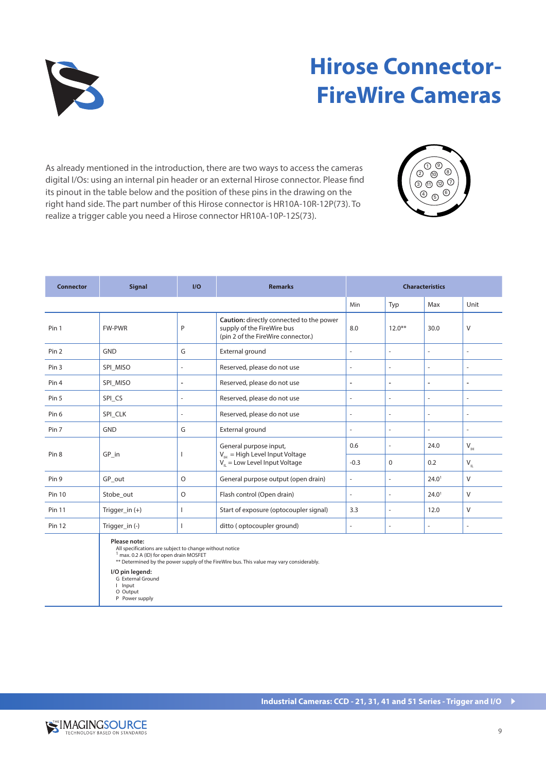# Hirose Connector-FireWire Cameras

As already mentioned in the introduction, there are two ways to access the cameras digital I/Os: using an internal pin header or an external Hirose connector. Please find its pinout in the table below and the position of these pins in the drawing on the right hand side. The part number of this Hirose connector is HR10A-10R-12P(73). To realize a trigger cable you need a Hirose connector HR10A-10P-12S(73).

| Connector | Signal | I/O | Remarks | Characteristics | | | |
|---|---|---|---|---|---|---|---|
| | | | | Min | Typ | Max | Unit |
| Pin 1 | FW-PWR | P | **Caution:** directly connected to the power supply of the FireWire bus (pin 2 of the FireWire connector.) | 8.0 | 12.0** | 30.0 | V |
| Pin 2 | GND | G | External ground | - | - | - | - |
| Pin 3 | SPI_MISO | - | Reserved, please do not use | - | - | - | - |
| Pin 4 | SPI_MISO | - | Reserved, please do not use | - | - | - | - |
| Pin 5 | SPI_CS | - | Reserved, please do not use | - | - | - | - |
| Pin 6 | SPI_CLK | - | Reserved, please do not use | - | - | - | - |
| Pin 7 | GND | G | External ground | - | - | - | - |
| Pin 8 | GP_in | I | General purpose input, $V_{IH}$ = High Level Input Voltage $V_{IL}$ = Low Level Input Voltage | 0.6 | - | 24.0 | $V_{IH}$ |
| | | | | -0.3 | 0 | 0.2 | $V_{IL}$ |
| Pin 9 | GP_out | O | General purpose output (open drain) | - | - | 24.0[1] | V |
| Pin 10 | Stobe_out | O | Flash control (Open drain) | - | - | 24.0[1] | V |
| Pin 11 | Trigger_in (+) | I | Start of exposure (optocoupler signal) | 3.3 | - | 12.0 | V |
| Pin 12 | Trigger_in (-) | I | ditto ( optocoupler ground) | - | - | - | - |

**Please note:**
All specifications are subject to change without notice
[1] max. 0.2 A (ID) for open drain MOSFET
** Determined by the power supply of the FireWire bus. This value may vary considerably.

**I/O pin legend:**
G External Ground
I Input
O Output
P Power supply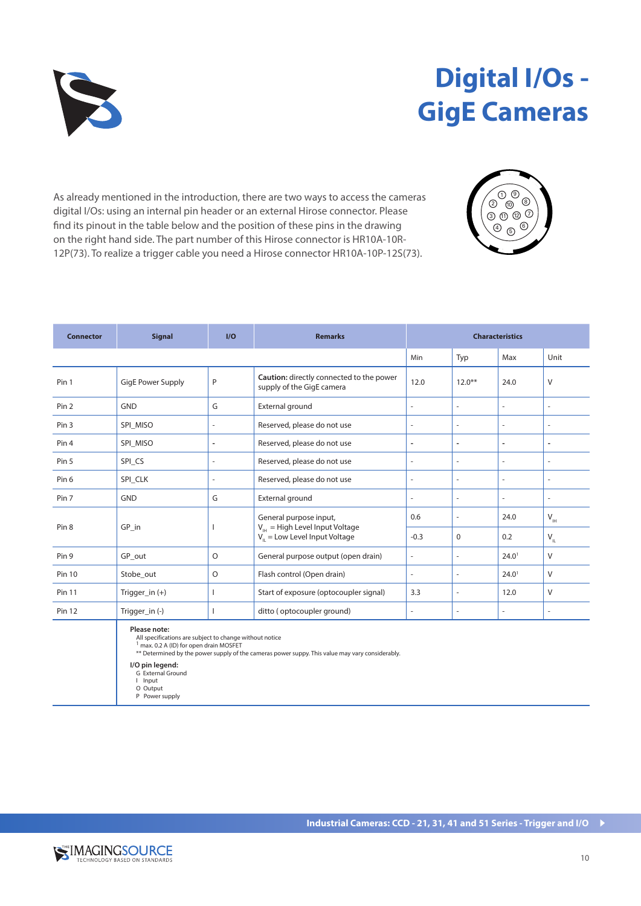# Digital I/Os - GigE Cameras

As already mentioned in the introduction, there are two ways to access the cameras digital I/Os: using an internal pin header or an external Hirose connector. Please find its pinout in the table below and the position of these pins in the drawing on the right hand side. The part number of this Hirose connector is HR10A-10R-12P(73). To realize a trigger cable you need a Hirose connector HR10A-10P-12S(73).

| Connector | Signal | I/O | Remarks | Characteristics | | | |
|---|---|---|---|---|---|---|---|
| | | | | Min | Typ | Max | Unit |
| Pin 1 | GigE Power Supply | P | **Caution:** directly connected to the power supply of the GigE camera | 12.0 | 12.0** | 24.0 | V |
| Pin 2 | GND | G | External ground | - | - | - | - |
| Pin 3 | SPI_MISO | - | Reserved, please do not use | - | - | - | - |
| Pin 4 | SPI_MISO | - | Reserved, please do not use | - | - | - | - |
| Pin 5 | SPI_CS | - | Reserved, please do not use | - | - | - | - |
| Pin 6 | SPI_CLK | - | Reserved, please do not use | - | - | - | - |
| Pin 7 | GND | G | External ground | - | - | - | - |
| Pin 8 | GP_in | I | General purpose input, $V_{IH}$ = High Level Input Voltage | 0.6 | - | 24.0 | $V_{IH}$ |
| | | | $V_{IL}$ = Low Level Input Voltage | -0.3 | 0 | 0.2 | $V_{IL}$ |
| Pin 9 | GP_out | O | General purpose output (open drain) | - | - | 24.0[1] | V |
| Pin 10 | Stobe_out | O | Flash control (Open drain) | - | - | 24.0[1] | V |
| Pin 11 | Trigger_in (+) | I | Start of exposure (optocoupler signal) | 3.3 | - | 12.0 | V |
| Pin 12 | Trigger_in (-) | I | ditto ( optocoupler ground) | - | - | - | - |

**Please note:**
All specifications are subject to change without notice
[1] max. 0.2 A (ID) for open drain MOSFET
** Determined by the power supply of the cameras power suppy. This value may vary considerably.

**I/O pin legend:**
G External Ground
I Input
O Output
P Power supply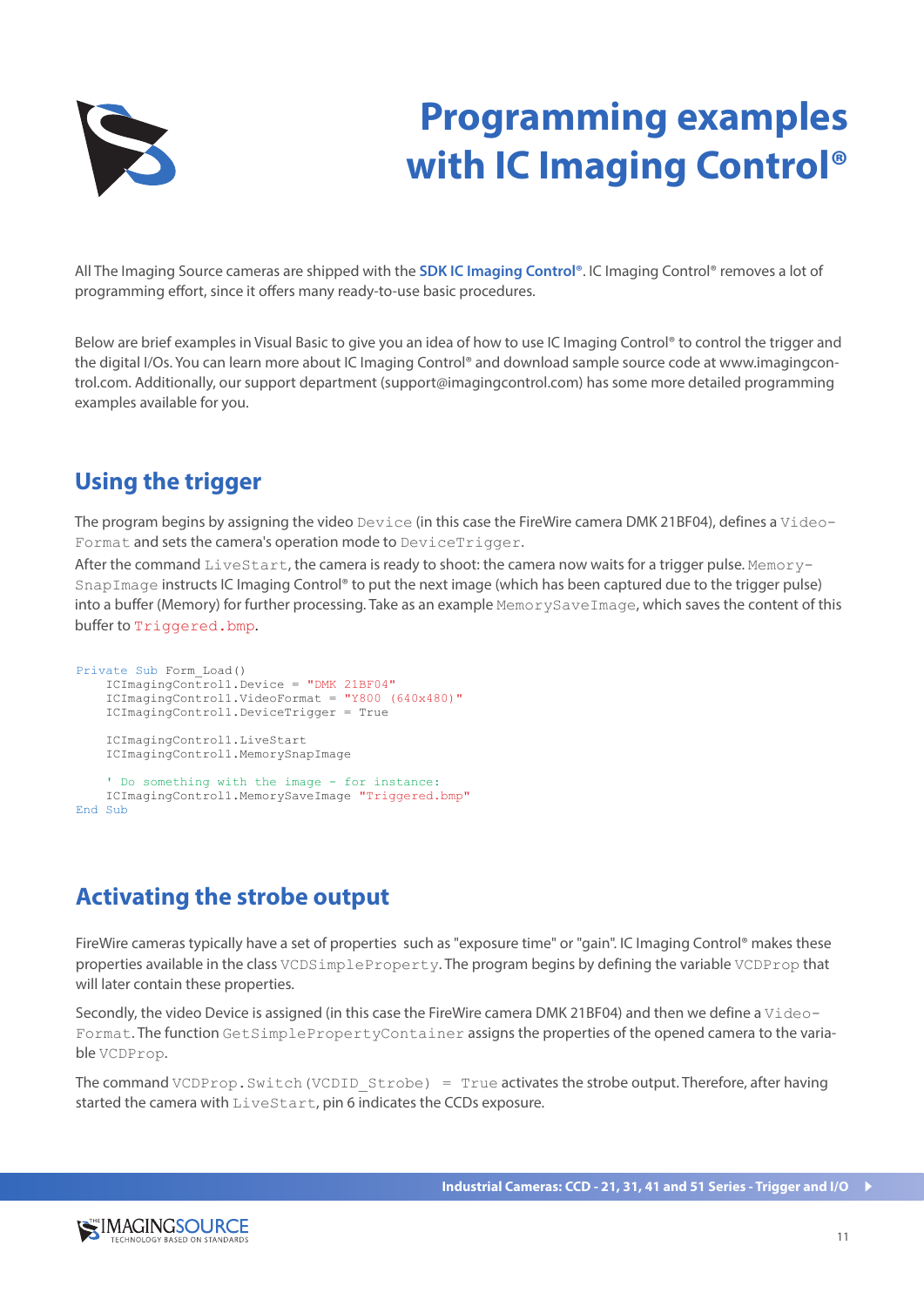# Programming examples with IC Imaging Control®

All The Imaging Source cameras are shipped with the **SDK IC Imaging Control®**. IC Imaging Control® removes a lot of programming effort, since it offers many ready-to-use basic procedures.

Below are brief examples in Visual Basic to give you an idea of how to use IC Imaging Control® to control the trigger and the digital I/Os. You can learn more about IC Imaging Control® and download sample source code at www.imagingcontrol.com. Additionally, our support department (support@imagingcontrol.com) has some more detailed programming examples available for you.

## Using the trigger

The program begins by assigning the video `Device` (in this case the FireWire camera DMK 21BF04), defines a `VideoFormat` and sets the camera's operation mode to `DeviceTrigger`.
After the command `LiveStart`, the camera is ready to shoot: the camera now waits for a trigger pulse. `MemorySnapImage` instructs IC Imaging Control® to put the next image (which has been captured due to the trigger pulse) into a buffer (Memory) for further processing. Take as an example `MemorySaveImage`, which saves the content of this buffer to `Triggered.bmp`.

```
Private Sub Form_Load()
    ICImagingControl1.Device = "DMK 21BF04"
    ICImagingControl1.VideoFormat = "Y800 (640x480)"
    ICImagingControl1.DeviceTrigger = True

    ICImagingControl1.LiveStart
    ICImagingControl1.MemorySnapImage

    ' Do something with the image - for instance:
    ICImagingControl1.MemorySaveImage "Triggered.bmp"
End Sub
```

## Activating the strobe output

FireWire cameras typically have a set of properties such as "exposure time" or "gain". IC Imaging Control® makes these properties available in the class `VCDSimpleProperty`. The program begins by defining the variable `VCDProp` that will later contain these properties.

Secondly, the video Device is assigned (in this case the FireWire camera DMK 21BF04) and then we define a `VideoFormat`. The function `GetSimplePropertyContainer` assigns the properties of the opened camera to the variable `VCDProp`.

The command `VCDProp.Switch(VCDID_Strobe) = True` activates the strobe output. Therefore, after having started the camera with `LiveStart`, pin 6 indicates the CCDs exposure.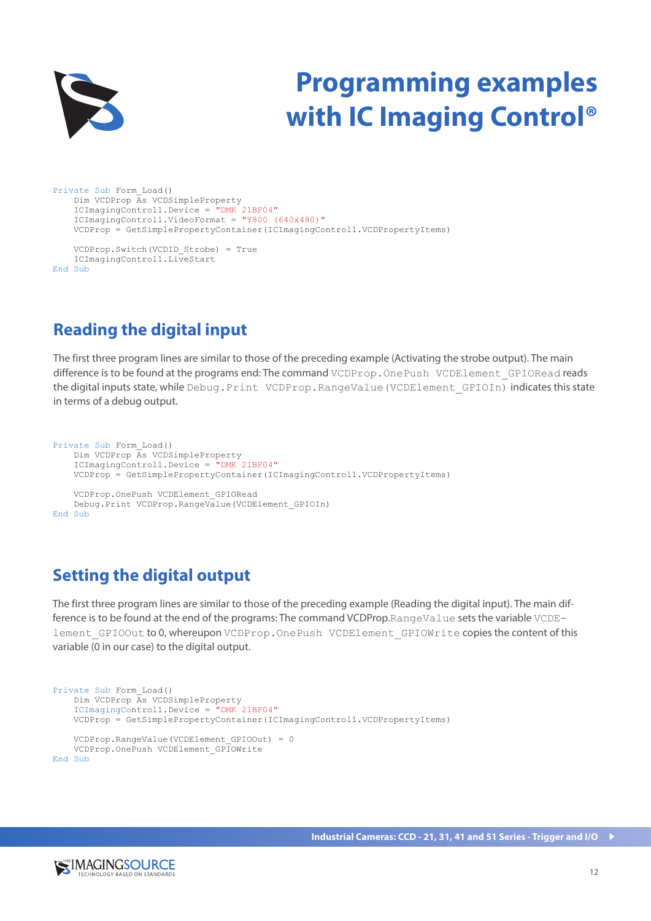# Programming examples with IC Imaging Control®

```
Private Sub Form_Load()
    Dim VCDProp As VCDSimpleProperty
    ICImagingControl1.Device = "DMK 21BF04"
    ICImagingControl1.VideoFormat = "Y800 (640x480)"
    VCDProp = GetSimplePropertyContainer(ICImagingControl1.VCDPropertyItems)

    VCDProp.Switch(VCDID_Strobe) = True
    ICImagingControl1.LiveStart
End Sub
```

## Reading the digital input

The first three program lines are similar to those of the preceding example (Activating the strobe output). The main difference is to be found at the programs end: The command `VCDProp.OnePush VCDElement_GPIORead` reads the digital inputs state, while `Debug.Print VCDProp.RangeValue(VCDElement_GPIOIn)` indicates this state in terms of a debug output.

```
Private Sub Form_Load()
    Dim VCDProp As VCDSimpleProperty
    ICImagingControl1.Device = "DMK 21BF04"
    VCDProp = GetSimplePropertyContainer(ICImagingControl1.VCDPropertyItems)

    VCDProp.OnePush VCDElement_GPIORead
    Debug.Print VCDProp.RangeValue(VCDElement_GPIOIn)
End Sub
```

## Setting the digital output

The first three program lines are similar to those of the preceding example (Reading the digital input). The main difference is to be found at the end of the programs: The command VCDProp.`RangeValue` sets the variable `VCDElement_GPIOOut` to 0, whereupon `VCDProp.OnePush VCDElement_GPIOWrite` copies the content of this variable (0 in our case) to the digital output.

```
Private Sub Form_Load()
    Dim VCDProp As VCDSimpleProperty
    ICImagingControl1.Device = "DMK 21BF04"
    VCDProp = GetSimplePropertyContainer(ICImagingControl1.VCDPropertyItems)

    VCDProp.RangeValue(VCDElement_GPIOOut) = 0
    VCDProp.OnePush VCDElement_GPIOWrite
End Sub
```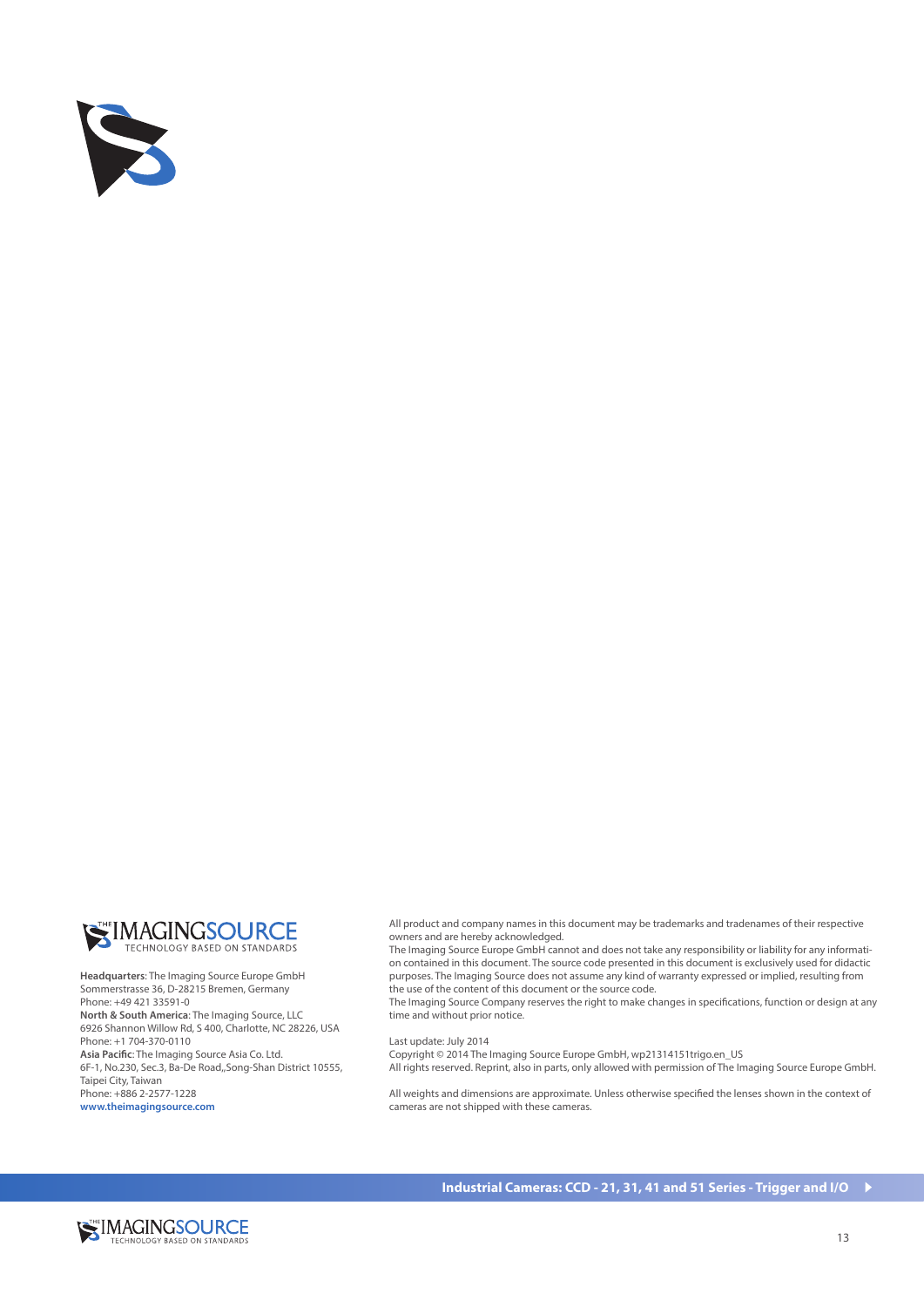**Headquarters**: The Imaging Source Europe GmbH
Sommerstrasse 36, D-28215 Bremen, Germany
Phone: +49 421 33591-0
**North & South America**: The Imaging Source, LLC
6926 Shannon Willow Rd, S 400, Charlotte, NC 28226, USA
Phone: +1 704-370-0110
**Asia Pacific**: The Imaging Source Asia Co. Ltd.
6F-1, No.230, Sec.3, Ba-De Road,,Song-Shan District 10555, Taipei City, Taiwan
Phone: +886 2-2577-1228
**www.theimagingsource.com**

All product and company names in this document may be trademarks and tradenames of their respective owners and are hereby acknowledged.
The Imaging Source Europe GmbH cannot and does not take any responsibility or liability for any information contained in this document. The source code presented in this document is exclusively used for didactic purposes. The Imaging Source does not assume any kind of warranty expressed or implied, resulting from the use of the content of this document or the source code.
The Imaging Source Company reserves the right to make changes in specifications, function or design at any time and without prior notice.

Last update: July 2014
Copyright © 2014 The Imaging Source Europe GmbH, wp21314151trigo.en_US
All rights reserved. Reprint, also in parts, only allowed with permission of The Imaging Source Europe GmbH.

All weights and dimensions are approximate. Unless otherwise specified the lenses shown in the context of cameras are not shipped with these cameras.